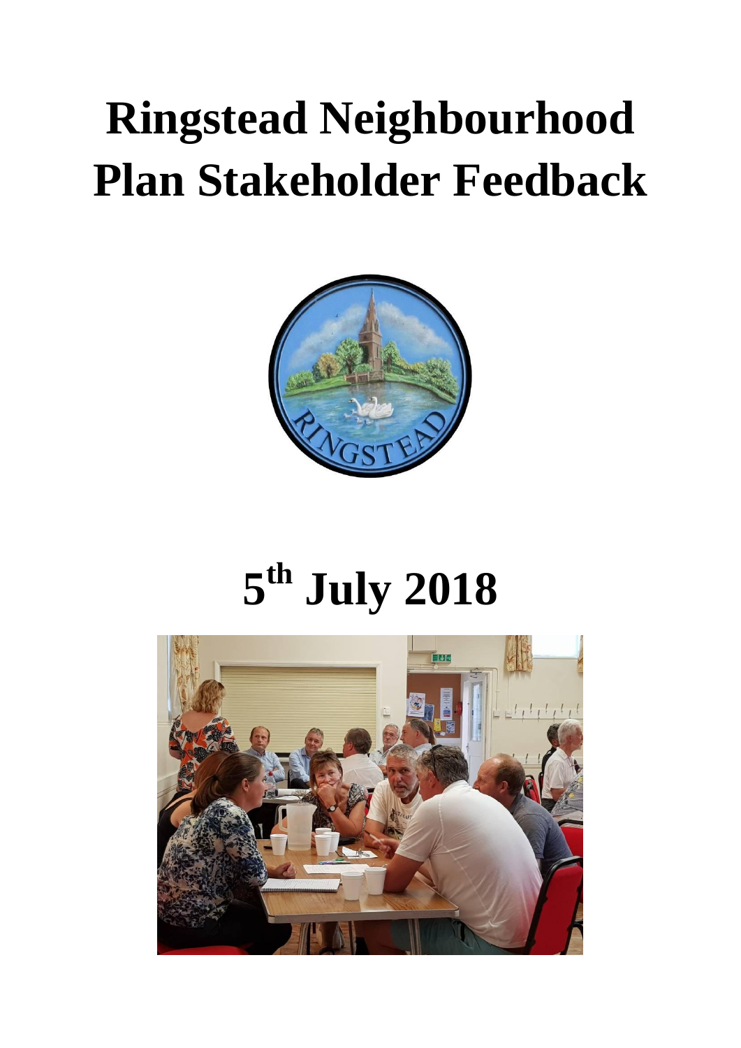# Ringstead Neighbourhood Plan Stakeholder Feedback

# 5th July 2018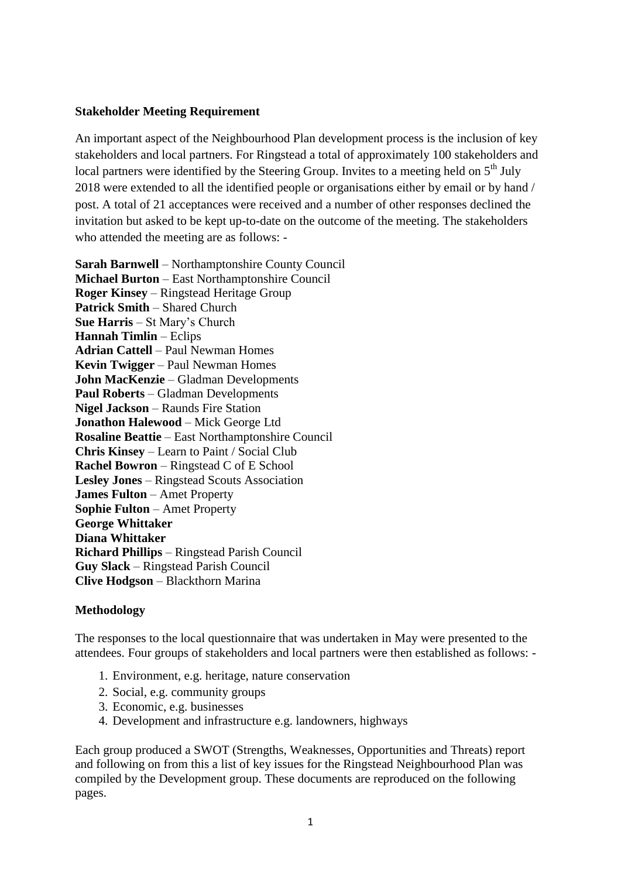### Stakeholder Meeting Requirement

An important aspect of the Neighbourhood Plan development process is the inclusion of key stakeholders and local partners. For Ringstead a total of approximately 100 stakeholders and local partners were identified by the Steering Group. Invites to a meeting held on 5th July 2018 were extended to all the identified people or organisations either by email or by hand / post. A total of 21 acceptances were received and a number of other responses declined the invitation but asked to be kept up-to-date on the outcome of the meeting. The stakeholders who attended the meeting are as follows: -

**Sarah Barnwell** – Northamptonshire County Council
**Michael Burton** – East Northamptonshire Council
**Roger Kinsey** – Ringstead Heritage Group
**Patrick Smith** – Shared Church
**Sue Harris** – St Mary's Church
**Hannah Timlin** – Eclips
**Adrian Cattell** – Paul Newman Homes
**Kevin Twigger** – Paul Newman Homes
**John MacKenzie** – Gladman Developments
**Paul Roberts** – Gladman Developments
**Nigel Jackson** – Raunds Fire Station
**Jonathon Halewood** – Mick George Ltd
**Rosaline Beattie** – East Northamptonshire Council
**Chris Kinsey** – Learn to Paint / Social Club
**Rachel Bowron** – Ringstead C of E School
**Lesley Jones** – Ringstead Scouts Association
**James Fulton** – Amet Property
**Sophie Fulton** – Amet Property
**George Whittaker**
**Diana Whittaker**
**Richard Phillips** – Ringstead Parish Council
**Guy Slack** – Ringstead Parish Council
**Clive Hodgson** – Blackthorn Marina

### Methodology

The responses to the local questionnaire that was undertaken in May were presented to the attendees. Four groups of stakeholders and local partners were then established as follows: -

1. Environment, e.g. heritage, nature conservation
2. Social, e.g. community groups
3. Economic, e.g. businesses
4. Development and infrastructure e.g. landowners, highways

Each group produced a SWOT (Strengths, Weaknesses, Opportunities and Threats) report and following on from this a list of key issues for the Ringstead Neighbourhood Plan was compiled by the Development group. These documents are reproduced on the following pages.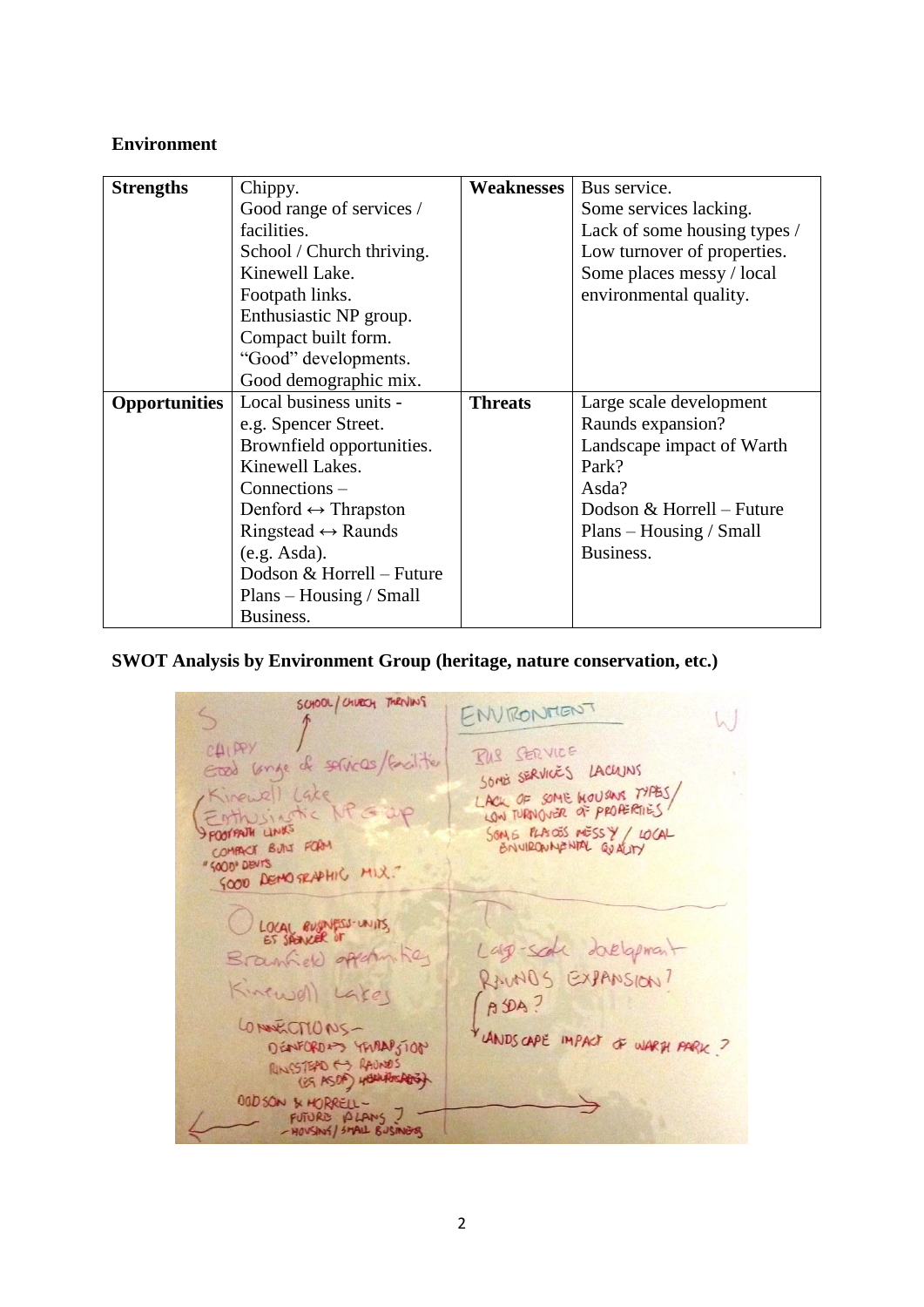**Environment**

| **Strengths** | Chippy.<br>Good range of services / facilities.<br>School / Church thriving.<br>Kinewell Lake.<br>Footpath links.<br>Enthusiastic NP group.<br>Compact built form.<br>"Good" developments.<br>Good demographic mix. | **Weaknesses** | Bus service.<br>Some services lacking.<br>Lack of some housing types / Low turnover of properties.<br>Some places messy / local environmental quality. |
|---|---|---|---|
| **Opportunities** | Local business units - e.g. Spencer Street.<br>Brownfield opportunities.<br>Kinewell Lakes.<br>Connections –<br>Denford ↔ Thrapston<br>Ringstead ↔ Raunds<br>(e.g. Asda).<br>Dodson & Horrell – Future Plans – Housing / Small Business. | **Threats** | Large scale development<br>Raunds expansion?<br>Landscape impact of Warth Park?<br>Asda?<br>Dodson & Horrell – Future Plans – Housing / Small Business. |

**SWOT Analysis by Environment Group (heritage, nature conservation, etc.)**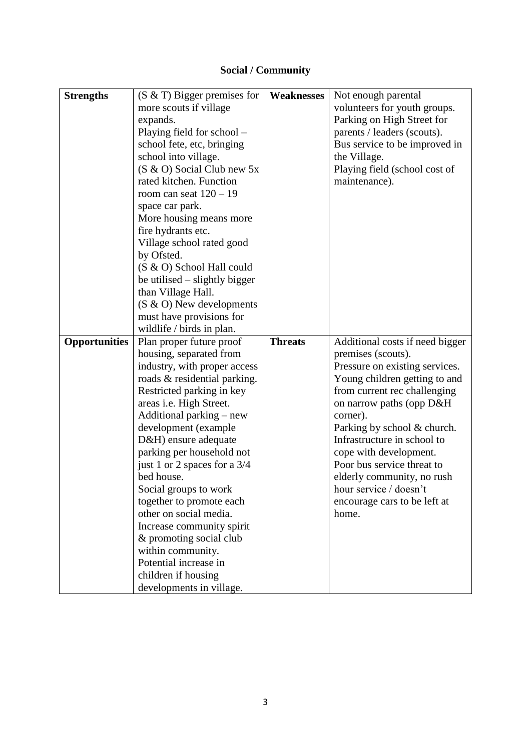## Social / Community

| **Strengths** | (S & T) Bigger premises for more scouts if village expands.<br>Playing field for school – school fete, etc, bringing school into village.<br>(S & O) Social Club new 5x rated kitchen. Function room can seat 120 – 19 space car park.<br>More housing means more fire hydrants etc.<br>Village school rated good by Ofsted.<br>(S & O) School Hall could be utilised – slightly bigger than Village Hall.<br>(S & O) New developments must have provisions for wildlife / birds in plan. | **Weaknesses** | Not enough parental volunteers for youth groups.<br>Parking on High Street for parents / leaders (scouts).<br>Bus service to be improved in the Village.<br>Playing field (school cost of maintenance). |
|---|---|---|---|
| **Opportunities** | Plan proper future proof housing, separated from industry, with proper access roads & residential parking.<br>Restricted parking in key areas i.e. High Street.<br>Additional parking – new development (example D&H) ensure adequate parking per household not just 1 or 2 spaces for a 3/4 bed house.<br>Social groups to work together to promote each other on social media.<br>Increase community spirit & promoting social club within community.<br>Potential increase in children if housing developments in village. | **Threats** | Additional costs if need bigger premises (scouts).<br>Pressure on existing services.<br>Young children getting to and from current rec challenging on narrow paths (opp D&H corner).<br>Parking by school & church.<br>Infrastructure in school to cope with development.<br>Poor bus service threat to elderly community, no rush hour service / doesn't encourage cars to be left at home. |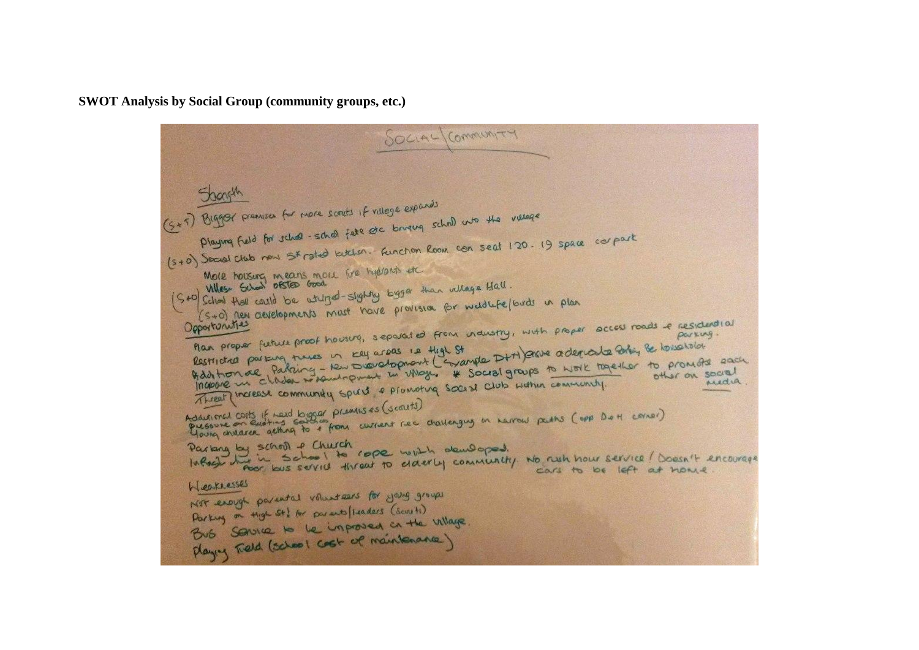**SWOT Analysis by Social Group (community groups, etc.)**

SOCIAL/COMMUNITY

Strength

(S+T) Bigger premises for more scouts if village expands

Playing field for school - school fete etc bringing school into the village

(S+O) Social club now 5* rated kitchen. Function Room can seat 120. 19 space car park

More housing means more fire hydrants etc.

Village School OFSTED Good

(S+O) School Hall could be utilized - slightly bigger than village Hall.

(S+O) New developments must have provision for wildlife/birds in plan

Opportunities

Plan proper future proof housing, separated from industry, with proper access roads & residential parking.

Restricted parking times in key areas i.e High St

Additional Parking - New Development (example D+H) ensure adequate parking per household

Increase in children w/ development in village. * Social groups to work together to promote each other on social media.

(Threat) Increase community spirit & promoting Social club within community.

Additional costs if need bigger premises (scouts)

Pressure on existing services

Young children getting to & from current rec challenging on narrow paths (opp D+H corner)

Parking by school & Church

Infrastructure in School to cope with developed.

Poor bus service threat to elderly community. No rush hour service / Doesn't encourage cars to be left at home.

Weaknesses

Not enough parental volunteers for young groups

Parking on High St! for parents/leaders (Scouts)

Bus Service to be improved in the village.

Playing Field (School cost of maintenance)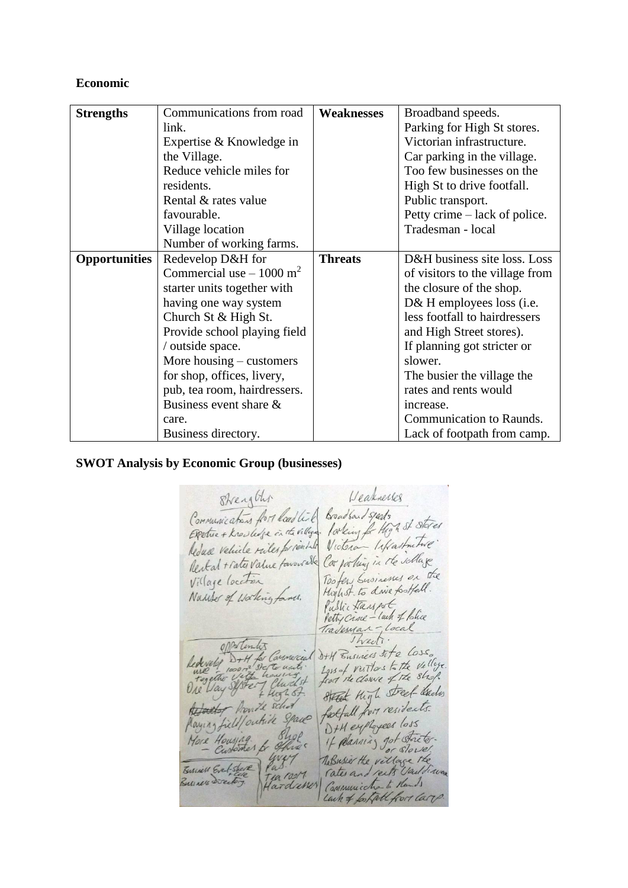**Economic**

| Strengths | Communications from road link.<br>Expertise & Knowledge in the Village.<br>Reduce vehicle miles for residents.<br>Rental & rates value favourable.<br>Village location<br>Number of working farms. | Weaknesses | Broadband speeds.<br>Parking for High St stores.<br>Victorian infrastructure.<br>Car parking in the village.<br>Too few businesses on the High St to drive footfall.<br>Public transport.<br>Petty crime – lack of police.<br>Tradesman - local |
|---|---|---|---|
| **Opportunities** | Redevelop D&H for Commercial use – 1000 $m^2$ starter units together with having one way system Church St & High St.<br>Provide school playing field / outside space.<br>More housing – customers for shop, offices, livery, pub, tea room, hairdressers.<br>Business event share & care.<br>Business directory. | **Threats** | D&H business site loss. Loss of visitors to the village from the closure of the shop.<br>D& H employees loss (i.e. less footfall to hairdressers and High Street stores).<br>If planning got stricter or slower.<br>The busier the village the rates and rents would increase.<br>Communication to Raunds.<br>Lack of footpath from camp. |

**SWOT Analysis by Economic Group (businesses)**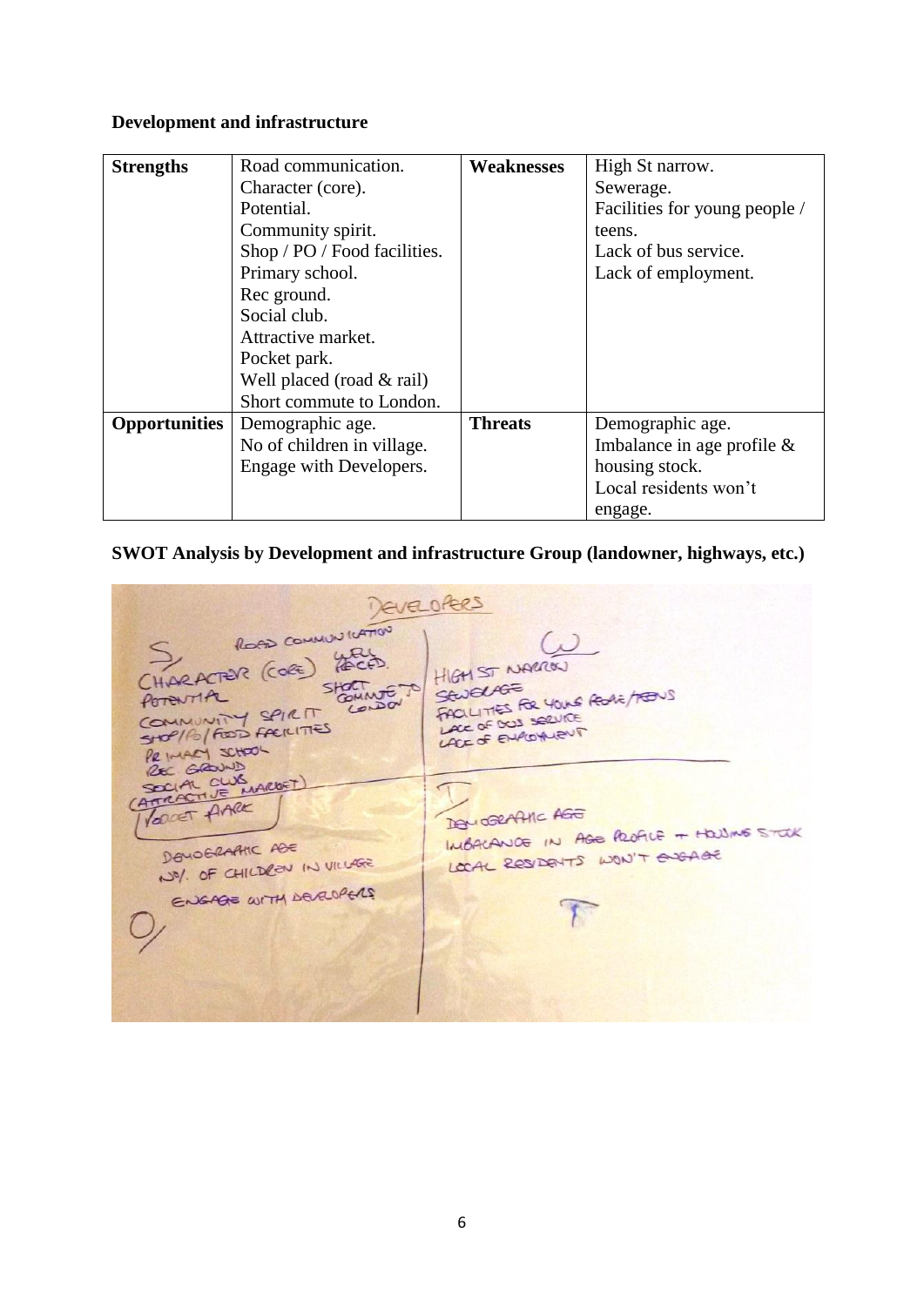**Development and infrastructure**

| **Strengths** | Road communication.<br>Character (core).<br>Potential.<br>Community spirit.<br>Shop / PO / Food facilities.<br>Primary school.<br>Rec ground.<br>Social club.<br>Attractive market.<br>Pocket park.<br>Well placed (road & rail)<br>Short commute to London. | **Weaknesses** | High St narrow.<br>Sewerage.<br>Facilities for young people / teens.<br>Lack of bus service.<br>Lack of employment. |
|---|---|---|---|
| **Opportunities** | Demographic age.<br>No of children in village.<br>Engage with Developers. | **Threats** | Demographic age.<br>Imbalance in age profile & housing stock.<br>Local residents won't engage. |

**SWOT Analysis by Development and infrastructure Group (landowner, highways, etc.)**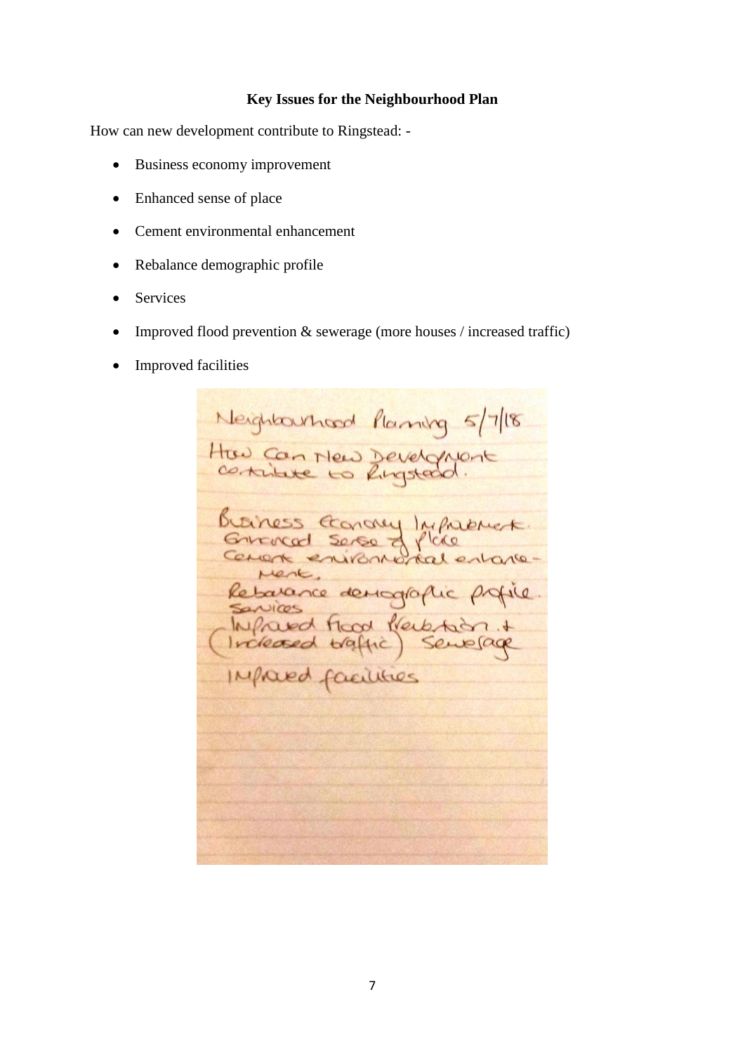**Key Issues for the Neighbourhood Plan**

How can new development contribute to Ringstead: -

- Business economy improvement
- Enhanced sense of place
- Cement environmental enhancement
- Rebalance demographic profile
- Services
- Improved flood prevention & sewerage (more houses / increased traffic)
- Improved facilities

Neighbourhood Planning 5/7/18

How Can New Development contribute to Ringstead.

Business Economy Improvement.
Enhanced Sense of Place
Cement environmental enhancement.
Rebalance demographic profile.
Services
Improved flood Prevention &
(Increased traffic) Sewerage
Improved facilities